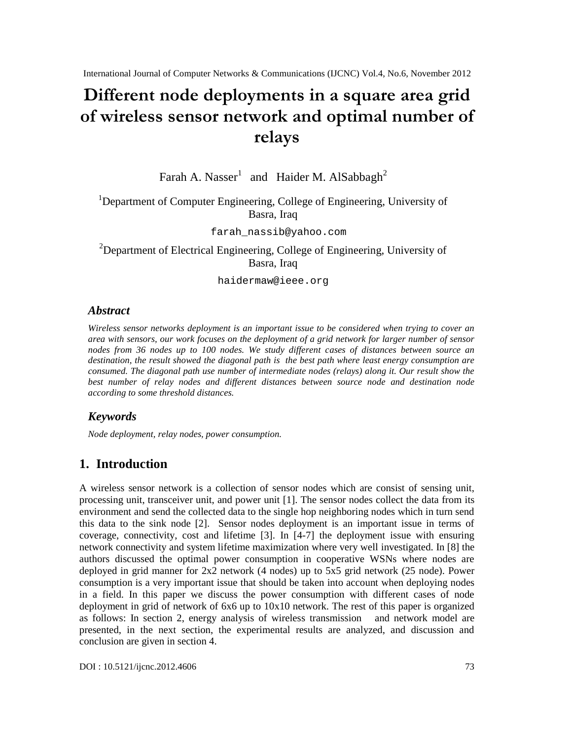# Different node deployments in a square area grid of wireless sensor network and optimal number of relays

Farah A. Nasser[1] and Haider M. AlSabbagh[2]

[1]Department of Computer Engineering, College of Engineering, University of Basra, Iraq

farah_nassib@yahoo.com

[2]Department of Electrical Engineering, College of Engineering, University of Basra, Iraq

haidermaw@ieee.org

## *Abstract*

*Wireless sensor networks deployment is an important issue to be considered when trying to cover an area with sensors, our work focuses on the deployment of a grid network for larger number of sensor nodes from 36 nodes up to 100 nodes. We study different cases of distances between source an destination, the result showed the diagonal path is the best path where least energy consumption are consumed. The diagonal path use number of intermediate nodes (relays) along it. Our result show the best number of relay nodes and different distances between source node and destination node according to some threshold distances.*

## *Keywords*

*Node deployment, relay nodes, power consumption.*

## 1. Introduction

A wireless sensor network is a collection of sensor nodes which are consist of sensing unit, processing unit, transceiver unit, and power unit [1]. The sensor nodes collect the data from its environment and send the collected data to the single hop neighboring nodes which in turn send this data to the sink node [2]. Sensor nodes deployment is an important issue in terms of coverage, connectivity, cost and lifetime [3]. In [4-7] the deployment issue with ensuring network connectivity and system lifetime maximization where very well investigated. In [8] the authors discussed the optimal power consumption in cooperative WSNs where nodes are deployed in grid manner for 2x2 network (4 nodes) up to 5x5 grid network (25 node). Power consumption is a very important issue that should be taken into account when deploying nodes in a field. In this paper we discuss the power consumption with different cases of node deployment in grid of network of 6x6 up to 10x10 network. The rest of this paper is organized as follows: In section 2, energy analysis of wireless transmission and network model are presented, in the next section, the experimental results are analyzed, and discussion and conclusion are given in section 4.

DOI : 10.5121/ijcnc.2012.4606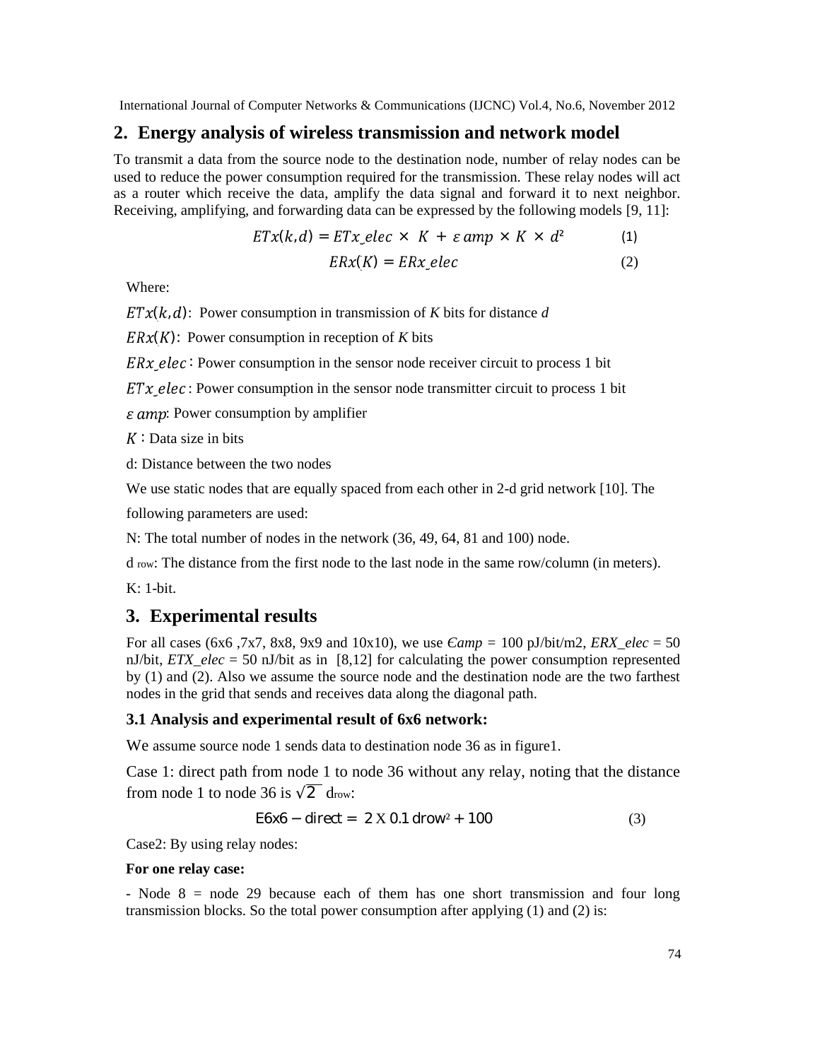## 2. Energy analysis of wireless transmission and network model

To transmit a data from the source node to the destination node, number of relay nodes can be used to reduce the power consumption required for the transmission. These relay nodes will act as a router which receive the data, amplify the data signal and forward it to next neighbor. Receiving, amplifying, and forwarding data can be expressed by the following models [9, 11]:

$$ETx(k,d) = ETx\_elec \times K + \varepsilon\, amp \times K \times d^2 \qquad (1)$$

$$ERx(K) = ERx\_elec \qquad (2)$$

Where:

$ETx(k,d)$: Power consumption in transmission of *K* bits for distance *d*

$ERx(K)$: Power consumption in reception of *K* bits

$ERx\_elec$ : Power consumption in the sensor node receiver circuit to process 1 bit

$ETx\_elec$ : Power consumption in the sensor node transmitter circuit to process 1 bit

$\varepsilon\, amp$: Power consumption by amplifier

$K$ : Data size in bits

d: Distance between the two nodes

We use static nodes that are equally spaced from each other in 2-d grid network [10]. The following parameters are used:

N: The total number of nodes in the network (36, 49, 64, 81 and 100) node.

$d_{row}$: The distance from the first node to the last node in the same row/column (in meters).

K: 1-bit.

## 3. Experimental results

For all cases (6x6 ,7x7, 8x8, 9x9 and 10x10), we use $\epsilon amp$ = 100 pJ/bit/m2, *ERX_elec* = 50 nJ/bit, *ETX_elec* = 50 nJ/bit as in [8,12] for calculating the power consumption represented by (1) and (2). Also we assume the source node and the destination node are the two farthest nodes in the grid that sends and receives data along the diagonal path.

### 3.1 Analysis and experimental result of 6x6 network:

We assume source node 1 sends data to destination node 36 as in figure1.

Case 1: direct path from node 1 to node 36 without any relay, noting that the distance from node 1 to node 36 is $\sqrt{2}\ d_{row}$:

$$E6x6 - direct = 2 \times 0.1\, drow^2 + 100 \qquad (3)$$

Case2: By using relay nodes:

**For one relay case:**

- Node 8 = node 29 because each of them has one short transmission and four long transmission blocks. So the total power consumption after applying (1) and (2) is: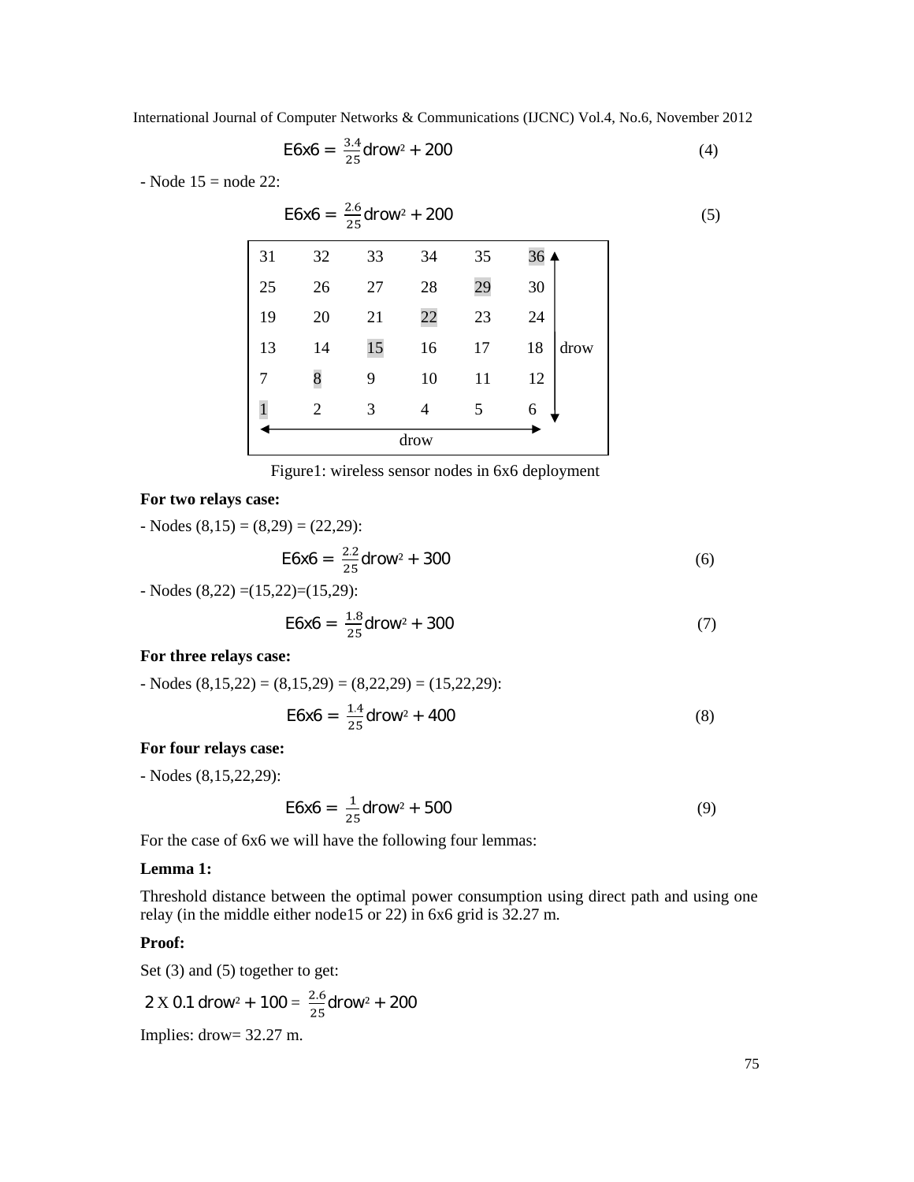$$E6x6 = \frac{3.4}{25}drow^2 + 200 \tag{4}$$

- Node 15 = node 22:

$$E6x6 = \frac{2.6}{25}drow^2 + 200 \tag{5}$$

| 31 | 32 | 33 | 34 | 35 | 36 |
|---|---|---|---|---|---|
| 25 | 26 | 27 | 28 | 29 | 30 |
| 19 | 20 | 21 | 22 | 23 | 24 |
| 13 | 14 | 15 | 16 | 17 | 18 |
| 7 | 8 | 9 | 10 | 11 | 12 |
| 1 | 2 | 3 | 4 | 5 | 6 |

drow (horizontal), drow (vertical)

Figure1: wireless sensor nodes in 6x6 deployment

**For two relays case:**

- Nodes (8,15) = (8,29) = (22,29):

$$E6x6 = \frac{2.2}{25}drow^2 + 300 \tag{6}$$

- Nodes (8,22) =(15,22)=(15,29):

$$E6x6 = \frac{1.8}{25}drow^2 + 300 \tag{7}$$

**For three relays case:**

- Nodes (8,15,22) = (8,15,29) = (8,22,29) = (15,22,29):

$$E6x6 = \frac{1.4}{25}drow^2 + 400 \tag{8}$$

**For four relays case:**

- Nodes (8,15,22,29):

$$E6x6 = \frac{1}{25}drow^2 + 500 \tag{9}$$

For the case of 6x6 we will have the following four lemmas:

**Lemma 1:**

Threshold distance between the optimal power consumption using direct path and using one relay (in the middle either node15 or 22) in 6x6 grid is 32.27 m.

**Proof:**

Set (3) and (5) together to get:

$$2 \times 0.1\, drow^2 + 100 = \frac{2.6}{25}drow^2 + 200$$

Implies: drow= 32.27 m.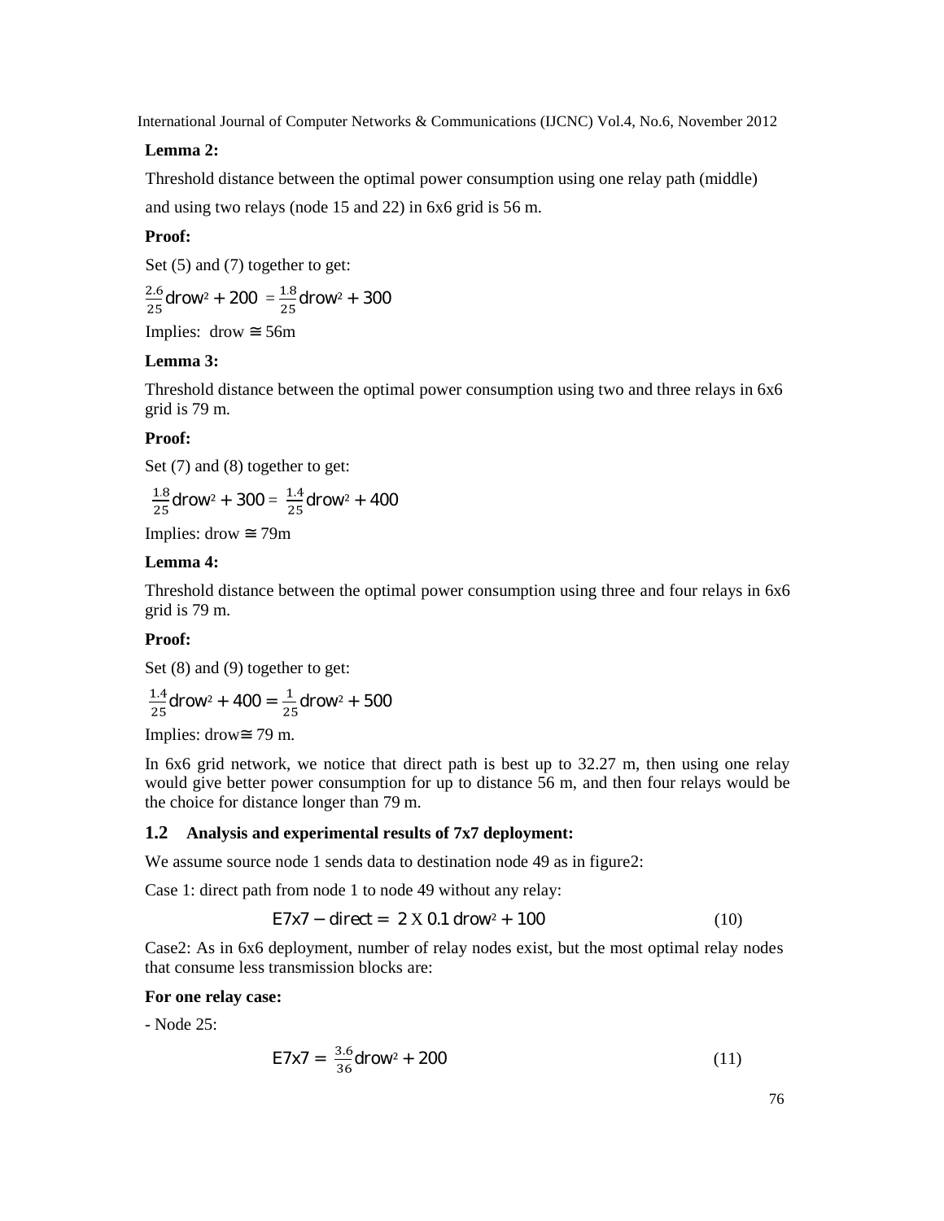**Lemma 2:**

Threshold distance between the optimal power consumption using one relay path (middle) and using two relays (node 15 and 22) in 6x6 grid is 56 m.

**Proof:**

Set (5) and (7) together to get:

$$\frac{2.6}{25}\text{drow}^2 + 200 = \frac{1.8}{25}\text{drow}^2 + 300$$

Implies: drow ≅ 56m

**Lemma 3:**

Threshold distance between the optimal power consumption using two and three relays in 6x6 grid is 79 m.

**Proof:**

Set (7) and (8) together to get:

$$\frac{1.8}{25}\text{drow}^2 + 300 = \frac{1.4}{25}\text{drow}^2 + 400$$

Implies: drow ≅ 79m

**Lemma 4:**

Threshold distance between the optimal power consumption using three and four relays in 6x6 grid is 79 m.

**Proof:**

Set (8) and (9) together to get:

$$\frac{1.4}{25}\text{drow}^2 + 400 = \frac{1}{25}\text{drow}^2 + 500$$

Implies: drow≅ 79 m.

In 6x6 grid network, we notice that direct path is best up to 32.27 m, then using one relay would give better power consumption for up to distance 56 m, and then four relays would be the choice for distance longer than 79 m.

### 1.2 Analysis and experimental results of 7x7 deployment:

We assume source node 1 sends data to destination node 49 as in figure2:

Case 1: direct path from node 1 to node 49 without any relay:

$$E7x7 - direct = 2 \times 0.1\ \text{drow}^2 + 100 \tag{10}$$

Case2: As in 6x6 deployment, number of relay nodes exist, but the most optimal relay nodes that consume less transmission blocks are:

**For one relay case:**

- Node 25:

$$E7x7 = \frac{3.6}{36}\text{drow}^2 + 200 \tag{11}$$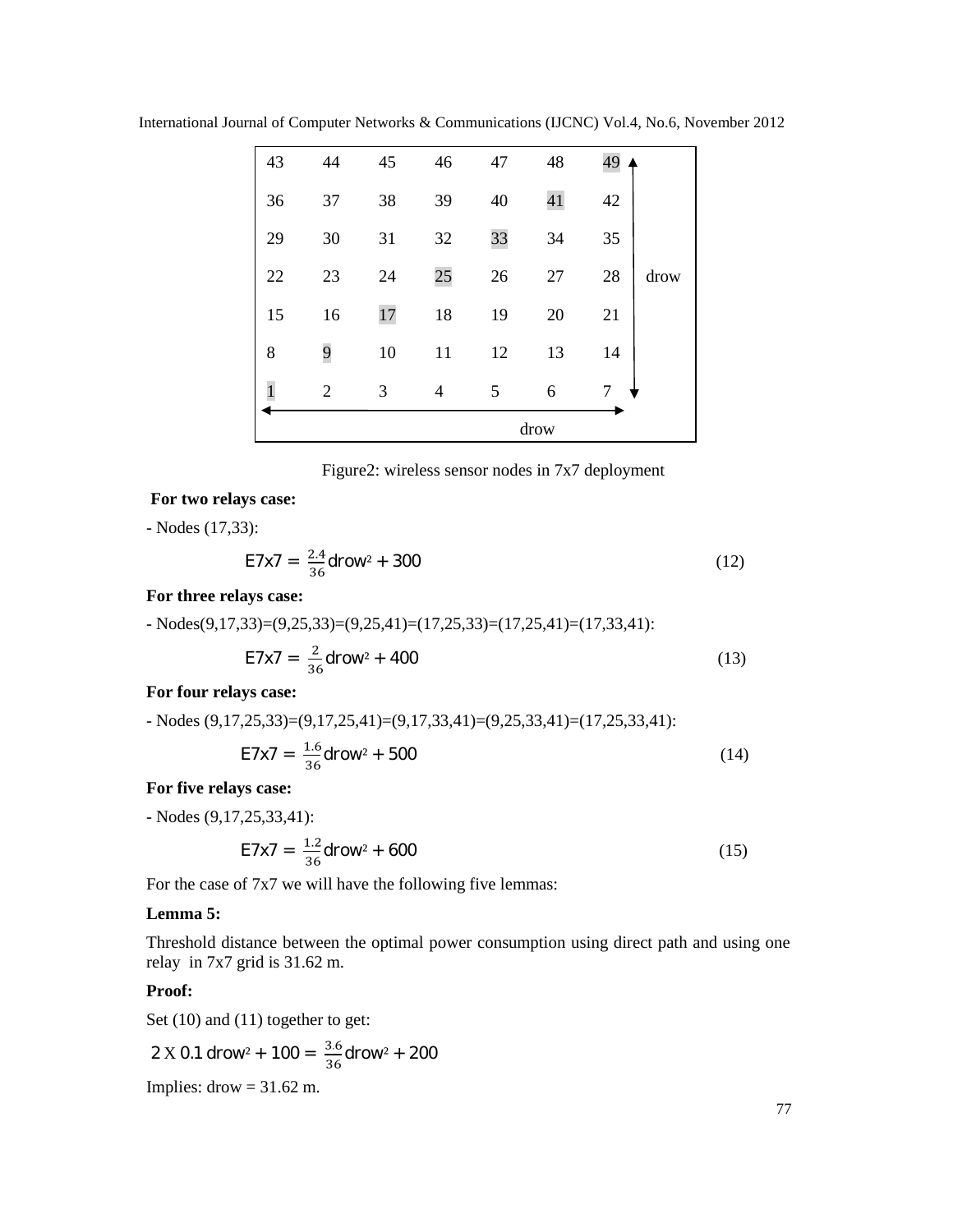| 43 | 44 | 45 | 46 | 47 | 48 | 49 |
|---|---|---|---|---|---|---|
| 36 | 37 | 38 | 39 | 40 | 41 | 42 |
| 29 | 30 | 31 | 32 | 33 | 34 | 35 |
| 22 | 23 | 24 | 25 | 26 | 27 | 28 |
| 15 | 16 | 17 | 18 | 19 | 20 | 21 |
| 8 | 9 | 10 | 11 | 12 | 13 | 14 |
| 1 | 2 | 3 | 4 | 5 | 6 | 7 |

drow (horizontal), drow (vertical)

Figure2: wireless sensor nodes in 7x7 deployment

**For two relays case:**

- Nodes (17,33):

$$E7x7 = \frac{2.4}{36} drow^2 + 300 \tag{12}$$

**For three relays case:**

- Nodes(9,17,33)=(9,25,33)=(9,25,41)=(17,25,33)=(17,25,41)=(17,33,41):

$$E7x7 = \frac{2}{36} drow^2 + 400 \tag{13}$$

**For four relays case:**

- Nodes (9,17,25,33)=(9,17,25,41)=(9,17,33,41)=(9,25,33,41)=(17,25,33,41):

$$E7x7 = \frac{1.6}{36} drow^2 + 500 \tag{14}$$

**For five relays case:**

- Nodes (9,17,25,33,41):

$$E7x7 = \frac{1.2}{36} drow^2 + 600 \tag{15}$$

For the case of 7x7 we will have the following five lemmas:

**Lemma 5:**

Threshold distance between the optimal power consumption using direct path and using one relay in 7x7 grid is 31.62 m.

**Proof:**

Set (10) and (11) together to get:

$$2 \times 0.1\, drow^2 + 100 = \frac{3.6}{36} drow^2 + 200$$

Implies: drow = 31.62 m.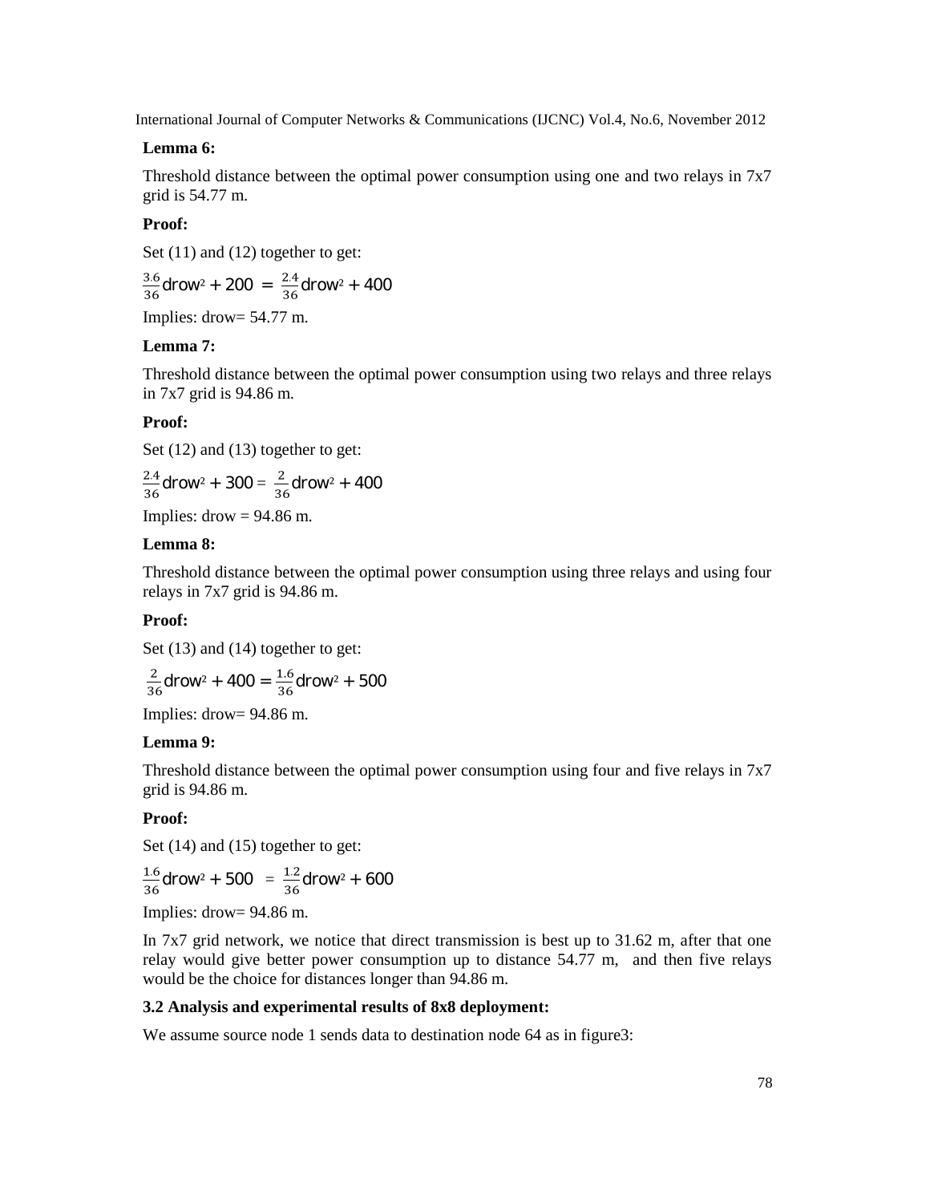**Lemma 6:**

Threshold distance between the optimal power consumption using one and two relays in 7x7 grid is 54.77 m.

**Proof:**

Set (11) and (12) together to get:

$$\frac{3.6}{36}\text{drow}^2 + 200 = \frac{2.4}{36}\text{drow}^2 + 400$$

Implies: drow= 54.77 m.

**Lemma 7:**

Threshold distance between the optimal power consumption using two relays and three relays in 7x7 grid is 94.86 m.

**Proof:**

Set (12) and (13) together to get:

$$\frac{2.4}{36}\text{drow}^2 + 300 = \frac{2}{36}\text{drow}^2 + 400$$

Implies: drow = 94.86 m.

**Lemma 8:**

Threshold distance between the optimal power consumption using three relays and using four relays in 7x7 grid is 94.86 m.

**Proof:**

Set (13) and (14) together to get:

$$\frac{2}{36}\text{drow}^2 + 400 = \frac{1.6}{36}\text{drow}^2 + 500$$

Implies: drow= 94.86 m.

**Lemma 9:**

Threshold distance between the optimal power consumption using four and five relays in 7x7 grid is 94.86 m.

**Proof:**

Set (14) and (15) together to get:

$$\frac{1.6}{36}\text{drow}^2 + 500 = \frac{1.2}{36}\text{drow}^2 + 600$$

Implies: drow= 94.86 m.

In 7x7 grid network, we notice that direct transmission is best up to 31.62 m, after that one relay would give better power consumption up to distance 54.77 m, and then five relays would be the choice for distances longer than 94.86 m.

### 3.2 Analysis and experimental results of 8x8 deployment:

We assume source node 1 sends data to destination node 64 as in figure3: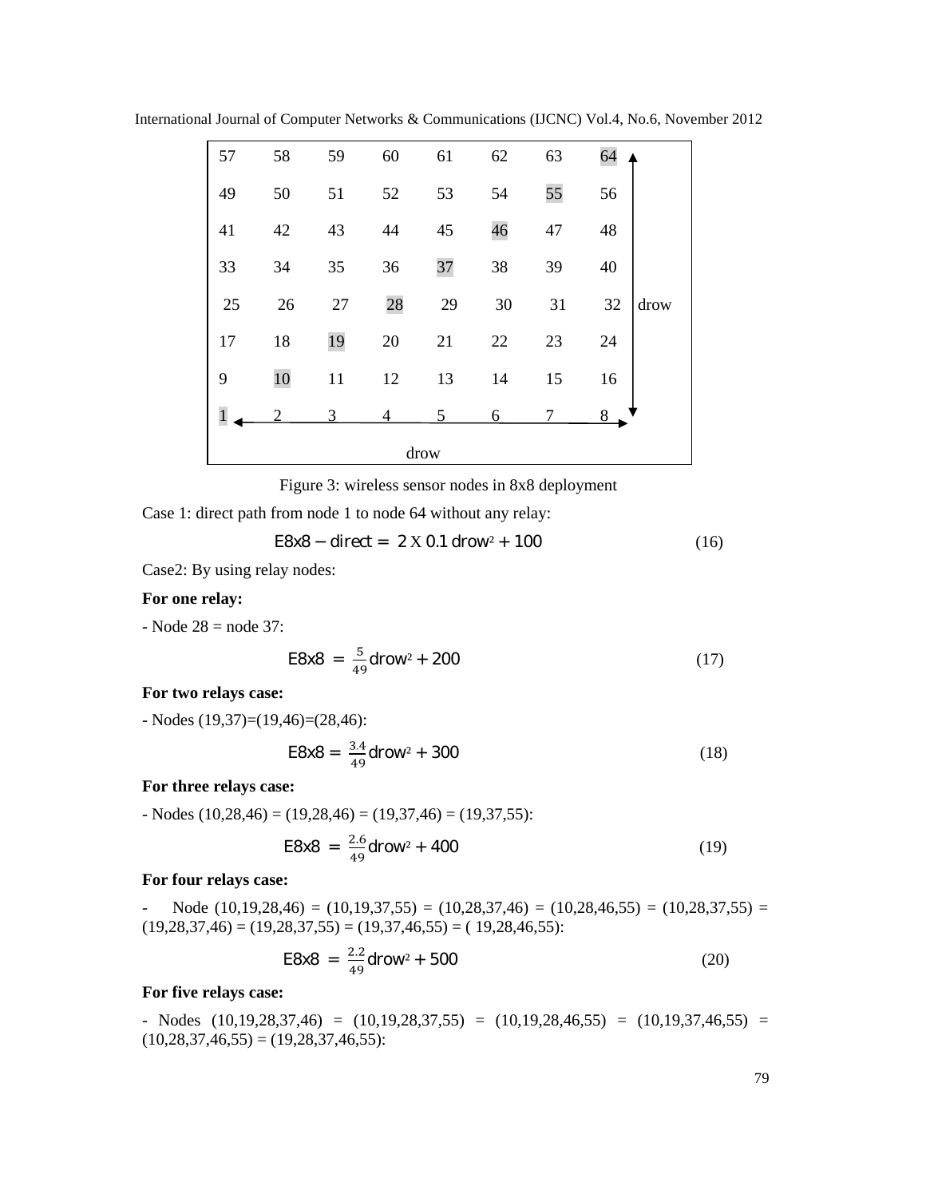| 57 | 58 | 59 | 60 | 61 | 62 | 63 | 64 |
|---|---|---|---|---|---|---|---|
| 49 | 50 | 51 | 52 | 53 | 54 | 55 | 56 |
| 41 | 42 | 43 | 44 | 45 | 46 | 47 | 48 |
| 33 | 34 | 35 | 36 | 37 | 38 | 39 | 40 |
| 25 | 26 | 27 | 28 | 29 | 30 | 31 | 32 |
| 17 | 18 | 19 | 20 | 21 | 22 | 23 | 24 |
| 9 | 10 | 11 | 12 | 13 | 14 | 15 | 16 |
| 1 | 2 | 3 | 4 | 5 | 6 | 7 | 8 |

drow (horizontal, nodes 1 to 8); drow (vertical, nodes 8 to 64)

Figure 3: wireless sensor nodes in 8x8 deployment

Case 1: direct path from node 1 to node 64 without any relay:

$$E8x8 - direct = 2 \times 0.1\, drow^2 + 100 \tag{16}$$

Case2: By using relay nodes:

**For one relay:**

- Node 28 = node 37:

$$E8x8 = \frac{5}{49} drow^2 + 200 \tag{17}$$

**For two relays case:**

- Nodes (19,37)=(19,46)=(28,46):

$$E8x8 = \frac{3.4}{49} drow^2 + 300 \tag{18}$$

**For three relays case:**

- Nodes (10,28,46) = (19,28,46) = (19,37,46) = (19,37,55):

$$E8x8 = \frac{2.6}{49} drow^2 + 400 \tag{19}$$

**For four relays case:**

- Node (10,19,28,46) = (10,19,37,55) = (10,28,37,46) = (10,28,46,55) = (10,28,37,55) = (19,28,37,46) = (19,28,37,55) = (19,37,46,55) = ( 19,28,46,55):

$$E8x8 = \frac{2.2}{49} drow^2 + 500 \tag{20}$$

**For five relays case:**

- Nodes (10,19,28,37,46) = (10,19,28,37,55) = (10,19,28,46,55) = (10,19,37,46,55) = (10,28,37,46,55) = (19,28,37,46,55):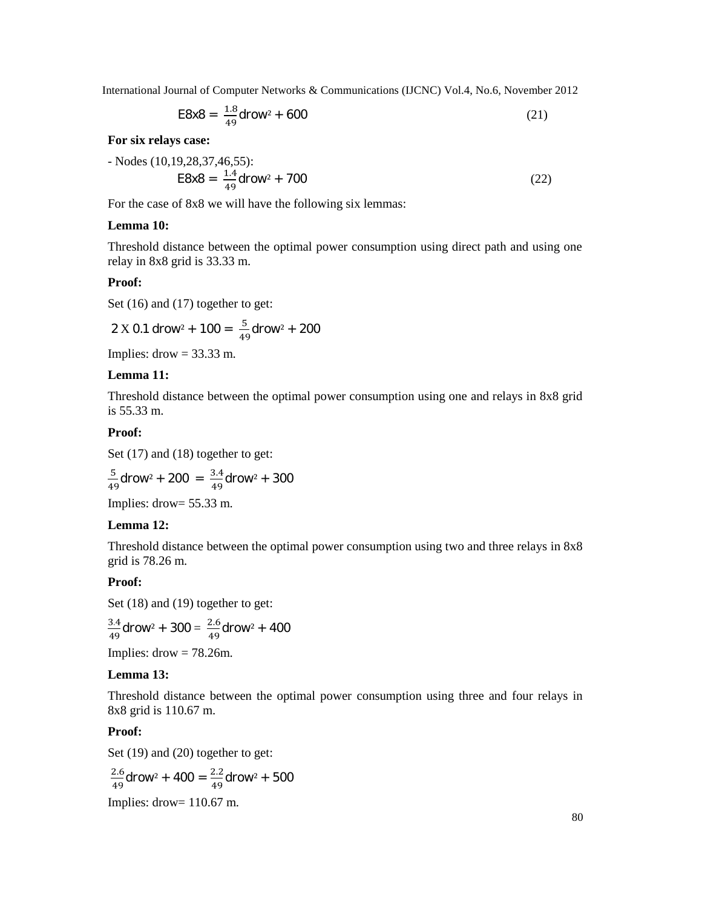$$E8x8 = \frac{1.8}{49}\text{drow}^2 + 600 \tag{21}$$

**For six relays case:**

- Nodes (10,19,28,37,46,55):

$$E8x8 = \frac{1.4}{49}\text{drow}^2 + 700 \tag{22}$$

For the case of 8x8 we will have the following six lemmas:

**Lemma 10:**

Threshold distance between the optimal power consumption using direct path and using one relay in 8x8 grid is 33.33 m.

**Proof:**

Set (16) and (17) together to get:

$$2 \times 0.1\ \text{drow}^2 + 100 = \frac{5}{49}\text{drow}^2 + 200$$

Implies: drow = 33.33 m.

**Lemma 11:**

Threshold distance between the optimal power consumption using one and relays in 8x8 grid is 55.33 m.

**Proof:**

Set (17) and (18) together to get:

$$\frac{5}{49}\text{drow}^2 + 200 = \frac{3.4}{49}\text{drow}^2 + 300$$

Implies: drow= 55.33 m.

**Lemma 12:**

Threshold distance between the optimal power consumption using two and three relays in 8x8 grid is 78.26 m.

**Proof:**

Set (18) and (19) together to get:

$$\frac{3.4}{49}\text{drow}^2 + 300 = \frac{2.6}{49}\text{drow}^2 + 400$$

Implies: drow = 78.26m.

**Lemma 13:**

Threshold distance between the optimal power consumption using three and four relays in 8x8 grid is 110.67 m.

**Proof:**

Set (19) and (20) together to get:

$$\frac{2.6}{49}\text{drow}^2 + 400 = \frac{2.2}{49}\text{drow}^2 + 500$$

Implies: drow= 110.67 m.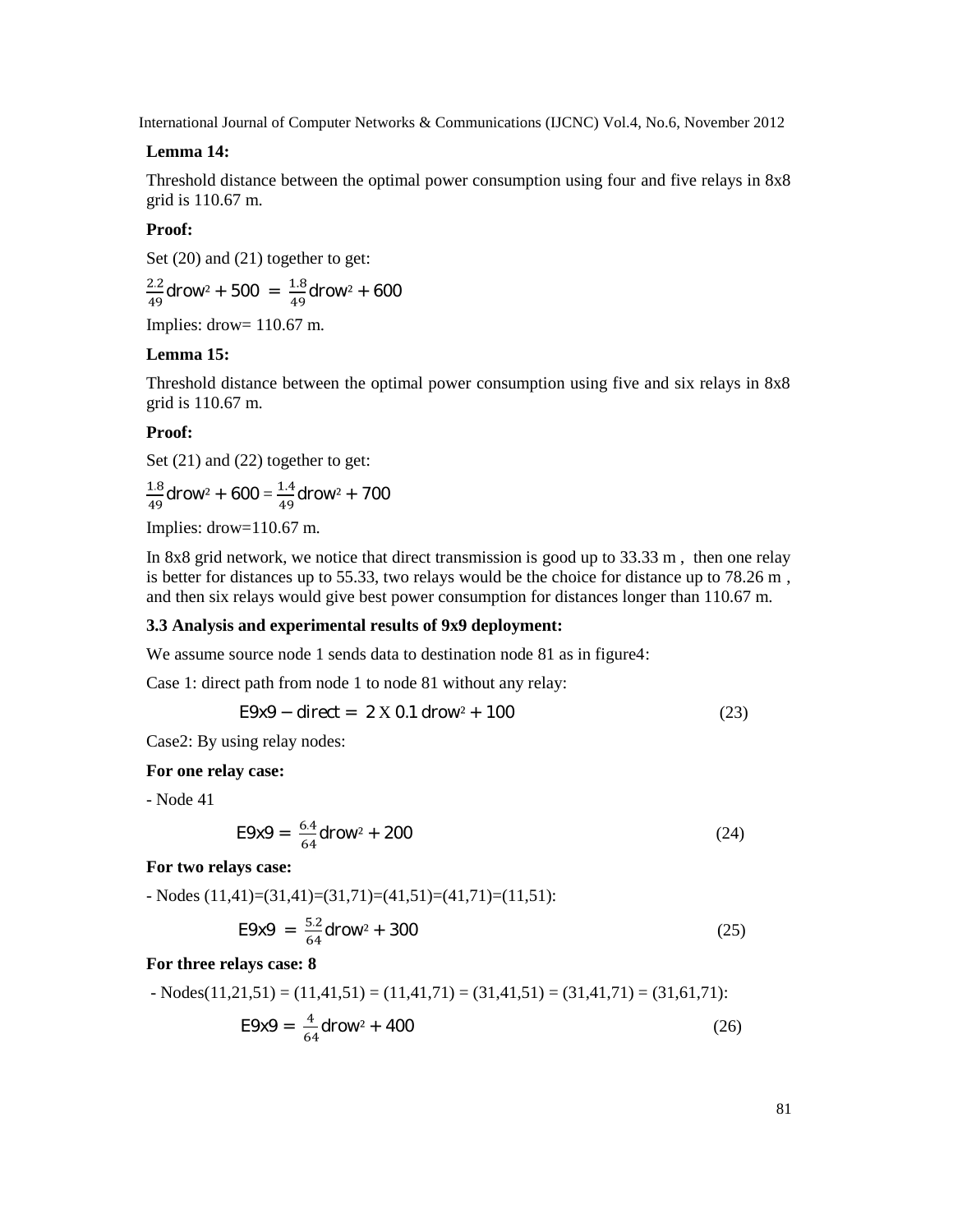**Lemma 14:**

Threshold distance between the optimal power consumption using four and five relays in 8x8 grid is 110.67 m.

**Proof:**

Set (20) and (21) together to get:

$$\frac{2.2}{49}\text{drow}^2 + 500 = \frac{1.8}{49}\text{drow}^2 + 600$$

Implies: drow= 110.67 m.

**Lemma 15:**

Threshold distance between the optimal power consumption using five and six relays in 8x8 grid is 110.67 m.

**Proof:**

Set (21) and (22) together to get:

$$\frac{1.8}{49}\text{drow}^2 + 600 = \frac{1.4}{49}\text{drow}^2 + 700$$

Implies: drow=110.67 m.

In 8x8 grid network, we notice that direct transmission is good up to 33.33 m , then one relay is better for distances up to 55.33, two relays would be the choice for distance up to 78.26 m , and then six relays would give best power consumption for distances longer than 110.67 m.

**3.3 Analysis and experimental results of 9x9 deployment:**

We assume source node 1 sends data to destination node 81 as in figure4:

Case 1: direct path from node 1 to node 81 without any relay:

$$E9x9 - \text{direct} = 2 \times 0.1\,\text{drow}^2 + 100 \tag{23}$$

Case2: By using relay nodes:

**For one relay case:**

- Node 41

$$E9x9 = \frac{6.4}{64}\text{drow}^2 + 200 \tag{24}$$

**For two relays case:**

- Nodes (11,41)=(31,41)=(31,71)=(41,51)=(41,71)=(11,51):

$$E9x9 = \frac{5.2}{64}\text{drow}^2 + 300 \tag{25}$$

**For three relays case: 8**

- Nodes(11,21,51) = (11,41,51) = (11,41,71) = (31,41,51) = (31,41,71) = (31,61,71):

$$E9x9 = \frac{4}{64}\text{drow}^2 + 400 \tag{26}$$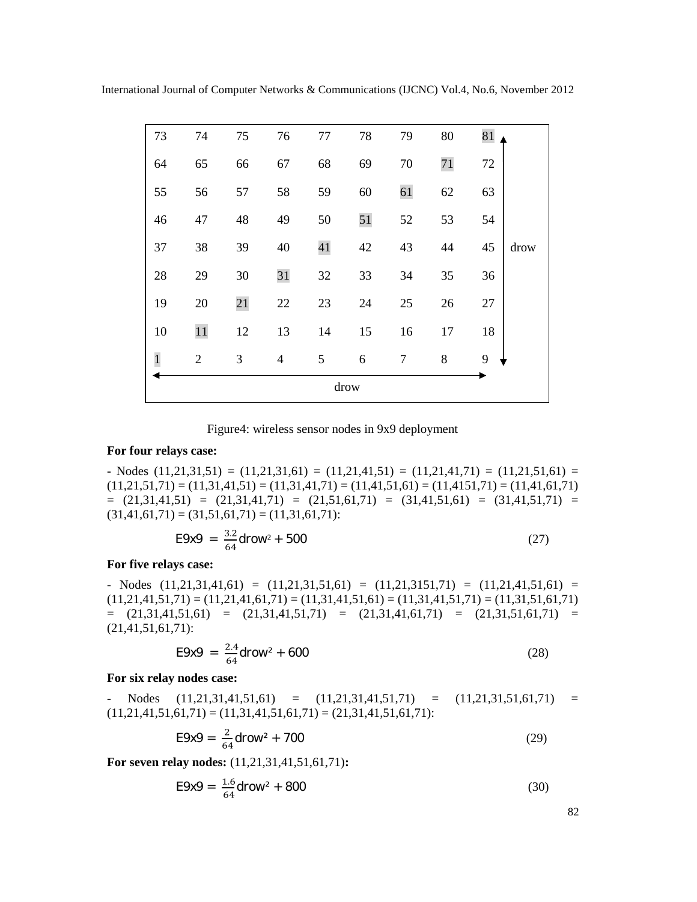| 73 | 74 | 75 | 76 | 77 | 78 | 79 | 80 | 81 | |
|---|---|---|---|---|---|---|---|---|---|
| 64 | 65 | 66 | 67 | 68 | 69 | 70 | 71 | 72 | |
| 55 | 56 | 57 | 58 | 59 | 60 | 61 | 62 | 63 | |
| 46 | 47 | 48 | 49 | 50 | 51 | 52 | 53 | 54 | |
| 37 | 38 | 39 | 40 | 41 | 42 | 43 | 44 | 45 | drow |
| 28 | 29 | 30 | 31 | 32 | 33 | 34 | 35 | 36 | |
| 19 | 20 | 21 | 22 | 23 | 24 | 25 | 26 | 27 | |
| 10 | 11 | 12 | 13 | 14 | 15 | 16 | 17 | 18 | |
| 1 | 2 | 3 | 4 | 5 | 6 | 7 | 8 | 9 | |
| | | | | drow | | | | | |

Figure4: wireless sensor nodes in 9x9 deployment

**For four relays case:**

- Nodes (11,21,31,51) = (11,21,31,61) = (11,21,41,51) = (11,21,41,71) = (11,21,51,61) = (11,21,51,71) = (11,31,41,51) = (11,31,41,71) = (11,41,51,61) = (11,4151,71) = (11,41,61,71) = (21,31,41,51) = (21,31,41,71) = (21,51,61,71) = (31,41,51,61) = (31,41,51,71) = (31,41,61,71) = (31,51,61,71) = (11,31,61,71):

$$E9x9 = \frac{3.2}{64}drow^2 + 500 \tag{27}$$

**For five relays case:**

- Nodes (11,21,31,41,61) = (11,21,31,51,61) = (11,21,3151,71) = (11,21,41,51,61) = (11,21,41,51,71) = (11,21,41,61,71) = (11,31,41,51,61) = (11,31,41,51,71) = (11,31,51,61,71) = (21,31,41,51,61) = (21,31,41,51,71) = (21,31,41,61,71) = (21,31,51,61,71) = (21,41,51,61,71):

$$E9x9 = \frac{2.4}{64}drow^2 + 600 \tag{28}$$

**For six relay nodes case:**

- Nodes (11,21,31,41,51,61) = (11,21,31,41,51,71) = (11,21,31,51,61,71) = (11,21,41,51,61,71) = (11,31,41,51,61,71) = (21,31,41,51,61,71):

$$E9x9 = \frac{2}{64}drow^2 + 700 \tag{29}$$

**For seven relay nodes:** (11,21,31,41,51,61,71)**:**

$$E9x9 = \frac{1.6}{64}drow^2 + 800 \tag{30}$$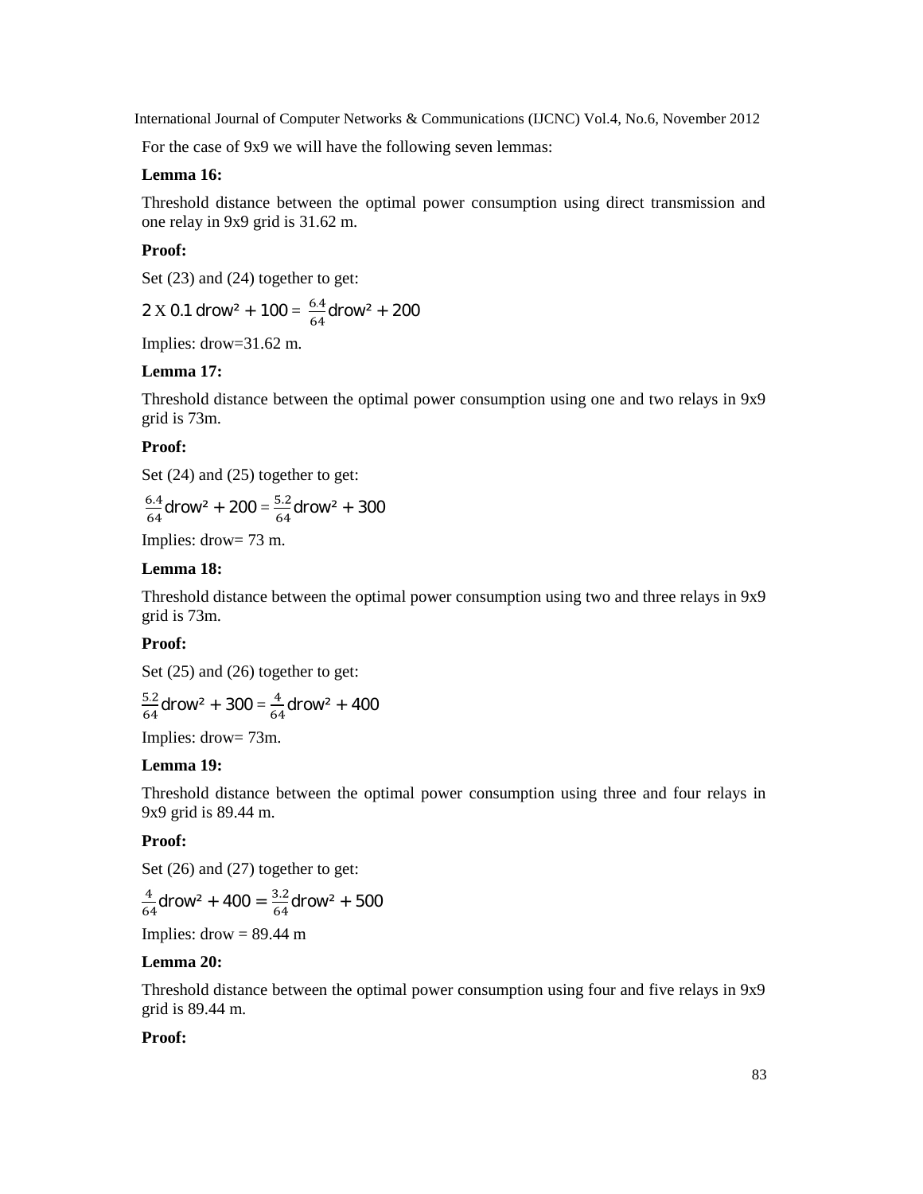For the case of 9x9 we will have the following seven lemmas:

**Lemma 16:**

Threshold distance between the optimal power consumption using direct transmission and one relay in 9x9 grid is 31.62 m.

**Proof:**

Set (23) and (24) together to get:

$$2 \text{ X } 0.1 \text{ drow}^2 + 100 = \frac{6.4}{64} \text{drow}^2 + 200$$

Implies: drow=31.62 m.

**Lemma 17:**

Threshold distance between the optimal power consumption using one and two relays in 9x9 grid is 73m.

**Proof:**

Set (24) and (25) together to get:

$$\frac{6.4}{64} \text{drow}^2 + 200 = \frac{5.2}{64} \text{drow}^2 + 300$$

Implies: drow= 73 m.

**Lemma 18:**

Threshold distance between the optimal power consumption using two and three relays in 9x9 grid is 73m.

**Proof:**

Set (25) and (26) together to get:

$$\frac{5.2}{64} \text{drow}^2 + 300 = \frac{4}{64} \text{drow}^2 + 400$$

Implies: drow= 73m.

**Lemma 19:**

Threshold distance between the optimal power consumption using three and four relays in 9x9 grid is 89.44 m.

**Proof:**

Set (26) and (27) together to get:

$$\frac{4}{64} \text{drow}^2 + 400 = \frac{3.2}{64} \text{drow}^2 + 500$$

Implies: drow = 89.44 m

**Lemma 20:**

Threshold distance between the optimal power consumption using four and five relays in 9x9 grid is 89.44 m.

**Proof:**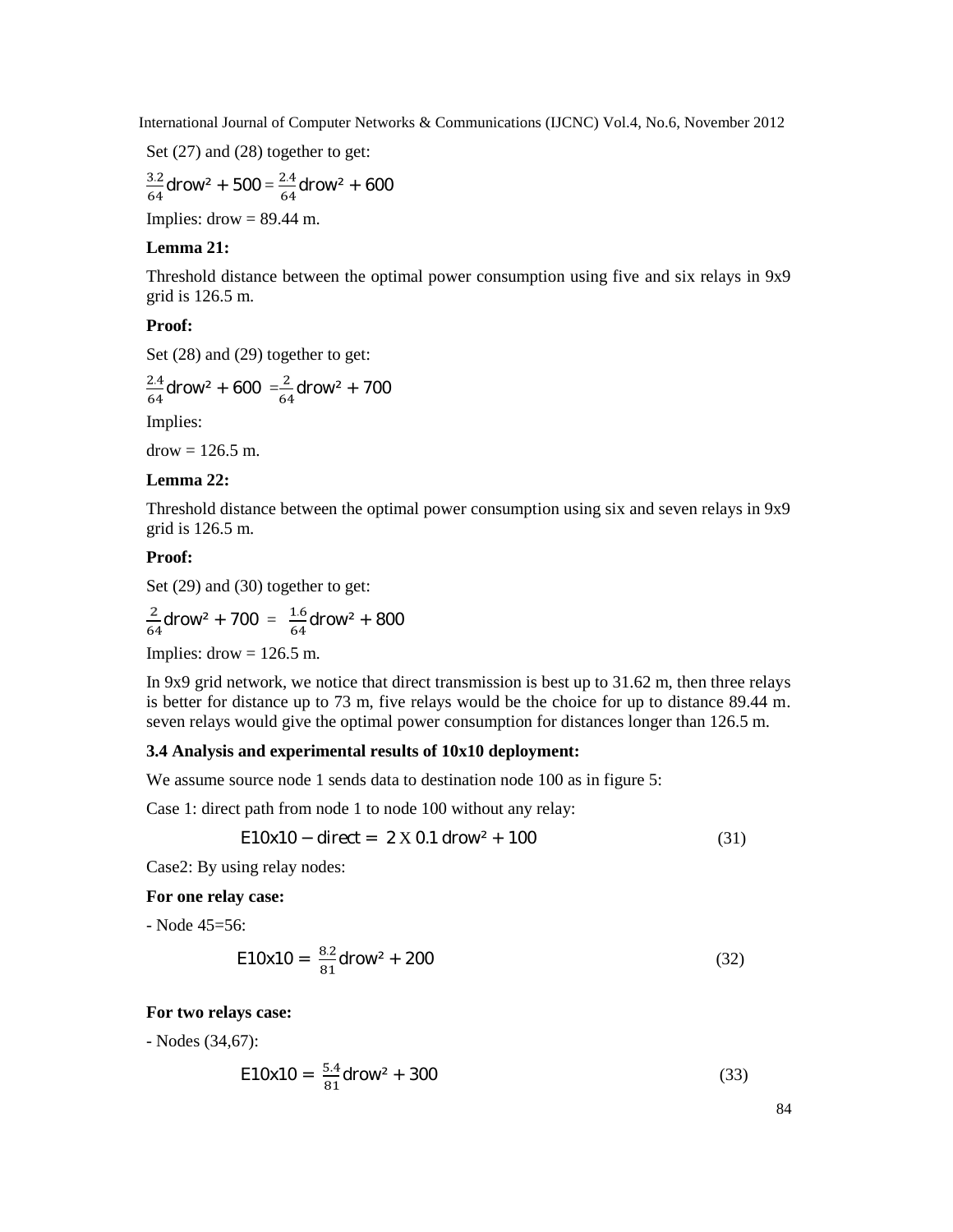Set (27) and (28) together to get:

$$\frac{3.2}{64}\text{drow}^2 + 500 = \frac{2.4}{64}\text{drow}^2 + 600$$

Implies: drow = 89.44 m.

**Lemma 21:**

Threshold distance between the optimal power consumption using five and six relays in 9x9 grid is 126.5 m.

**Proof:**

Set (28) and (29) together to get:

$$\frac{2.4}{64}\text{drow}^2 + 600 = \frac{2}{64}\text{drow}^2 + 700$$

Implies:

drow = 126.5 m.

**Lemma 22:**

Threshold distance between the optimal power consumption using six and seven relays in 9x9 grid is 126.5 m.

**Proof:**

Set (29) and (30) together to get:

$$\frac{2}{64}\text{drow}^2 + 700 = \frac{1.6}{64}\text{drow}^2 + 800$$

Implies: drow = 126.5 m.

In 9x9 grid network, we notice that direct transmission is best up to 31.62 m, then three relays is better for distance up to 73 m, five relays would be the choice for up to distance 89.44 m. seven relays would give the optimal power consumption for distances longer than 126.5 m.

### 3.4 Analysis and experimental results of 10x10 deployment:

We assume source node 1 sends data to destination node 100 as in figure 5:

Case 1: direct path from node 1 to node 100 without any relay:

$$E10x10 - direct = 2 \text{ X } 0.1\ \text{drow}^2 + 100 \tag{31}$$

Case2: By using relay nodes:

**For one relay case:**

- Node 45=56:

$$E10x10 = \frac{8.2}{81}\text{drow}^2 + 200 \tag{32}$$

**For two relays case:**

- Nodes (34,67):

$$E10x10 = \frac{5.4}{81}\text{drow}^2 + 300 \tag{33}$$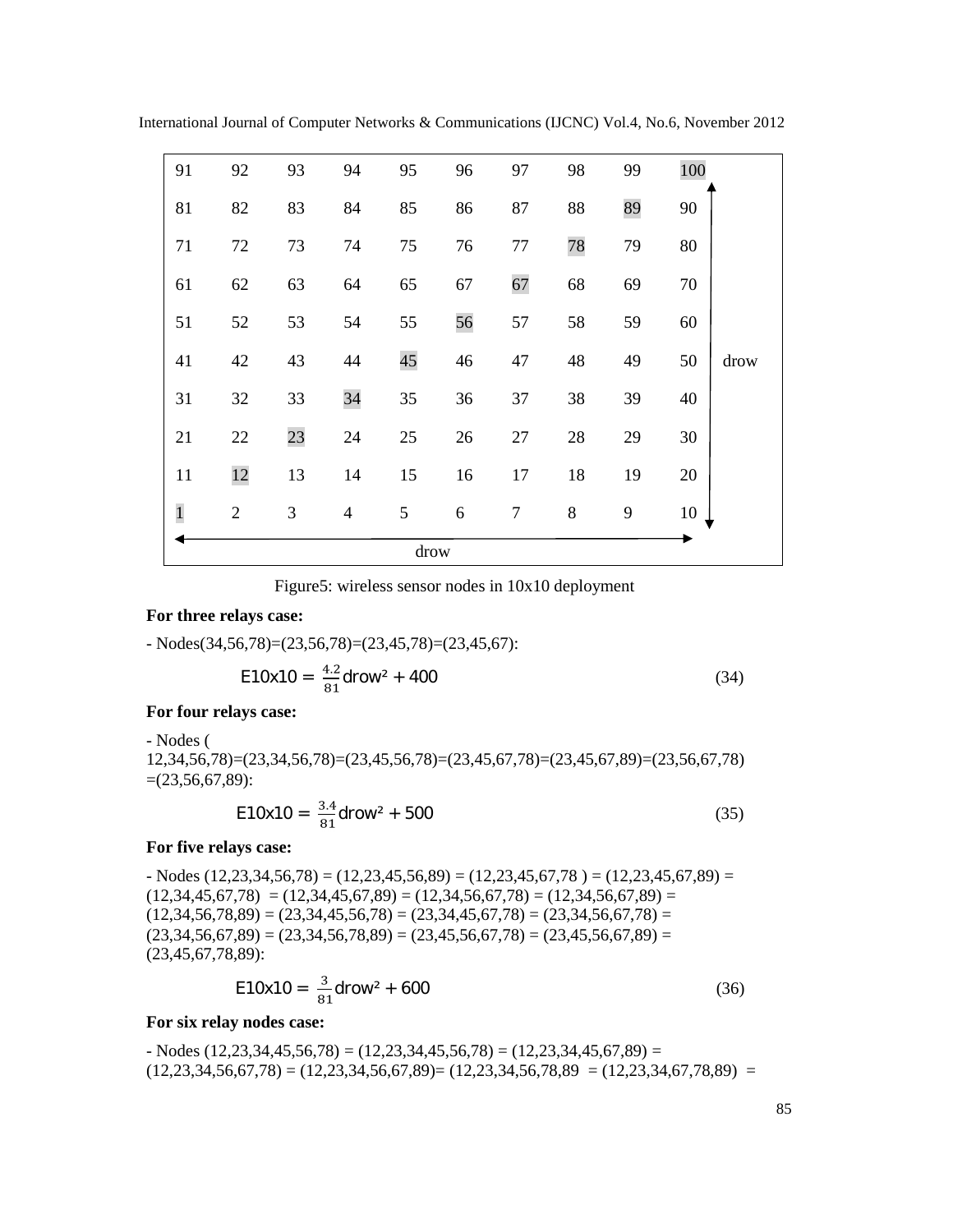| 91 | 92 | 93 | 94 | 95 | 96 | 97 | 98 | 99 | 100 | |
|---|---|---|---|---|---|---|---|---|---|---|
| 81 | 82 | 83 | 84 | 85 | 86 | 87 | 88 | 89 | 90 | |
| 71 | 72 | 73 | 74 | 75 | 76 | 77 | 78 | 79 | 80 | |
| 61 | 62 | 63 | 64 | 65 | 67 | 67 | 68 | 69 | 70 | |
| 51 | 52 | 53 | 54 | 55 | 56 | 57 | 58 | 59 | 60 | |
| 41 | 42 | 43 | 44 | 45 | 46 | 47 | 48 | 49 | 50 | drow |
| 31 | 32 | 33 | 34 | 35 | 36 | 37 | 38 | 39 | 40 | |
| 21 | 22 | 23 | 24 | 25 | 26 | 27 | 28 | 29 | 30 | |
| 11 | 12 | 13 | 14 | 15 | 16 | 17 | 18 | 19 | 20 | |
| 1 | 2 | 3 | 4 | 5 | 6 | 7 | 8 | 9 | 10 | |
| | | | | drow | | | | | | |

Figure5: wireless sensor nodes in 10x10 deployment

**For three relays case:**

- Nodes(34,56,78)=(23,56,78)=(23,45,78)=(23,45,67):

$$\text{E10x10} = \frac{4.2}{81}\text{drow}^2 + 400 \tag{34}$$

**For four relays case:**

- Nodes ( 12,34,56,78)=(23,34,56,78)=(23,45,56,78)=(23,45,67,78)=(23,45,67,89)=(23,56,67,78) =(23,56,67,89):

$$\text{E10x10} = \frac{3.4}{81}\text{drow}^2 + 500 \tag{35}$$

**For five relays case:**

- Nodes (12,23,34,56,78) = (12,23,45,56,89) = (12,23,45,67,78 ) = (12,23,45,67,89) = (12,34,45,67,78) = (12,34,45,67,89) = (12,34,56,67,78) = (12,34,56,67,89) = (12,34,56,78,89) = (23,34,45,56,78) = (23,34,45,67,78) = (23,34,56,67,78) = (23,34,56,67,89) = (23,34,56,78,89) = (23,45,56,67,78) = (23,45,56,67,89) = (23,45,67,78,89):

$$\text{E10x10} = \frac{3}{81}\text{drow}^2 + 600 \tag{36}$$

**For six relay nodes case:**

- Nodes (12,23,34,45,56,78) = (12,23,34,45,56,78) = (12,23,34,45,67,89) = (12,23,34,56,67,78) = (12,23,34,56,67,89)= (12,23,34,56,78,89 = (12,23,34,67,78,89) =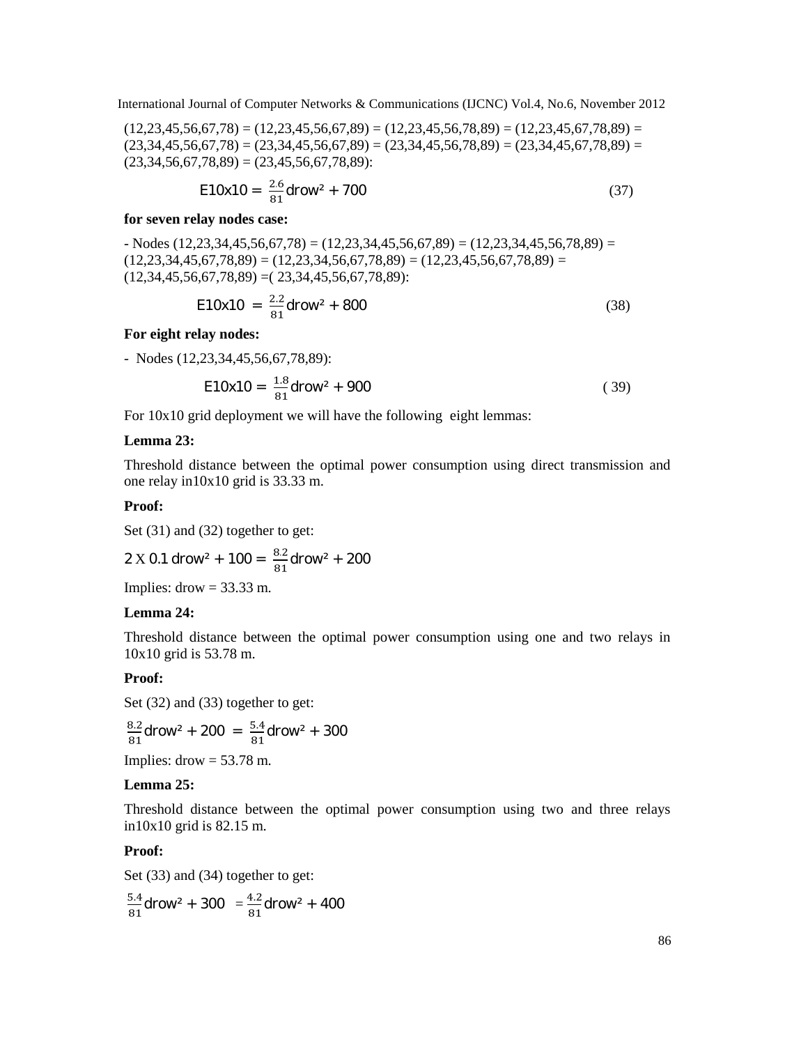(12,23,45,56,67,78) = (12,23,45,56,67,89) = (12,23,45,56,78,89) = (12,23,45,67,78,89) = (23,34,45,56,67,78) = (23,34,45,56,67,89) = (23,34,45,56,78,89) = (23,34,45,67,78,89) = (23,34,56,67,78,89) = (23,45,56,67,78,89):

$$E10x10 = \frac{2.6}{81} drow^2 + 700 \quad (37)$$

**for seven relay nodes case:**

- Nodes (12,23,34,45,56,67,78) = (12,23,34,45,56,67,89) = (12,23,34,45,56,78,89) = (12,23,34,45,67,78,89) = (12,23,34,56,67,78,89) = (12,23,45,56,67,78,89) = (12,34,45,56,67,78,89) =( 23,34,45,56,67,78,89):

$$E10x10 = \frac{2.2}{81} drow^2 + 800 \quad (38)$$

**For eight relay nodes:**

- Nodes (12,23,34,45,56,67,78,89):

$$E10x10 = \frac{1.8}{81} drow^2 + 900 \quad (39)$$

For 10x10 grid deployment we will have the following eight lemmas:

**Lemma 23:**

Threshold distance between the optimal power consumption using direct transmission and one relay in10x10 grid is 33.33 m.

**Proof:**

Set (31) and (32) together to get:

$$2 \times 0.1\, drow^2 + 100 = \frac{8.2}{81} drow^2 + 200$$

Implies: drow = 33.33 m.

**Lemma 24:**

Threshold distance between the optimal power consumption using one and two relays in 10x10 grid is 53.78 m.

**Proof:**

Set (32) and (33) together to get:

$$\frac{8.2}{81} drow^2 + 200 = \frac{5.4}{81} drow^2 + 300$$

Implies: drow = 53.78 m.

**Lemma 25:**

Threshold distance between the optimal power consumption using two and three relays in10x10 grid is 82.15 m.

**Proof:**

Set (33) and (34) together to get:

$$\frac{5.4}{81} drow^2 + 300 = \frac{4.2}{81} drow^2 + 400$$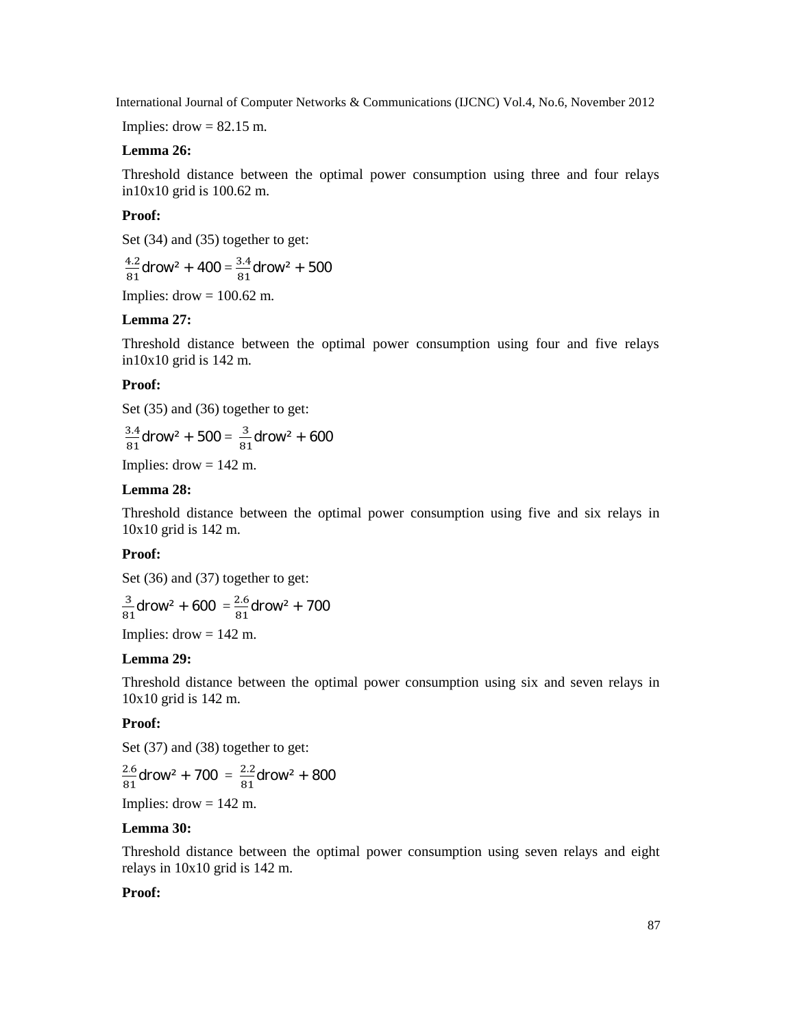Implies: drow = 82.15 m.

**Lemma 26:**

Threshold distance between the optimal power consumption using three and four relays in10x10 grid is 100.62 m.

**Proof:**

Set (34) and (35) together to get:

$$\frac{4.2}{81}\text{drow}^2 + 400 = \frac{3.4}{81}\text{drow}^2 + 500$$

Implies: drow = 100.62 m.

**Lemma 27:**

Threshold distance between the optimal power consumption using four and five relays in10x10 grid is 142 m.

**Proof:**

Set (35) and (36) together to get:

$$\frac{3.4}{81}\text{drow}^2 + 500 = \frac{3}{81}\text{drow}^2 + 600$$

Implies: drow = 142 m.

**Lemma 28:**

Threshold distance between the optimal power consumption using five and six relays in 10x10 grid is 142 m.

**Proof:**

Set (36) and (37) together to get:

$$\frac{3}{81}\text{drow}^2 + 600 = \frac{2.6}{81}\text{drow}^2 + 700$$

Implies: drow = 142 m.

**Lemma 29:**

Threshold distance between the optimal power consumption using six and seven relays in 10x10 grid is 142 m.

**Proof:**

Set (37) and (38) together to get:

$$\frac{2.6}{81}\text{drow}^2 + 700 = \frac{2.2}{81}\text{drow}^2 + 800$$

Implies: drow = 142 m.

**Lemma 30:**

Threshold distance between the optimal power consumption using seven relays and eight relays in 10x10 grid is 142 m.

**Proof:**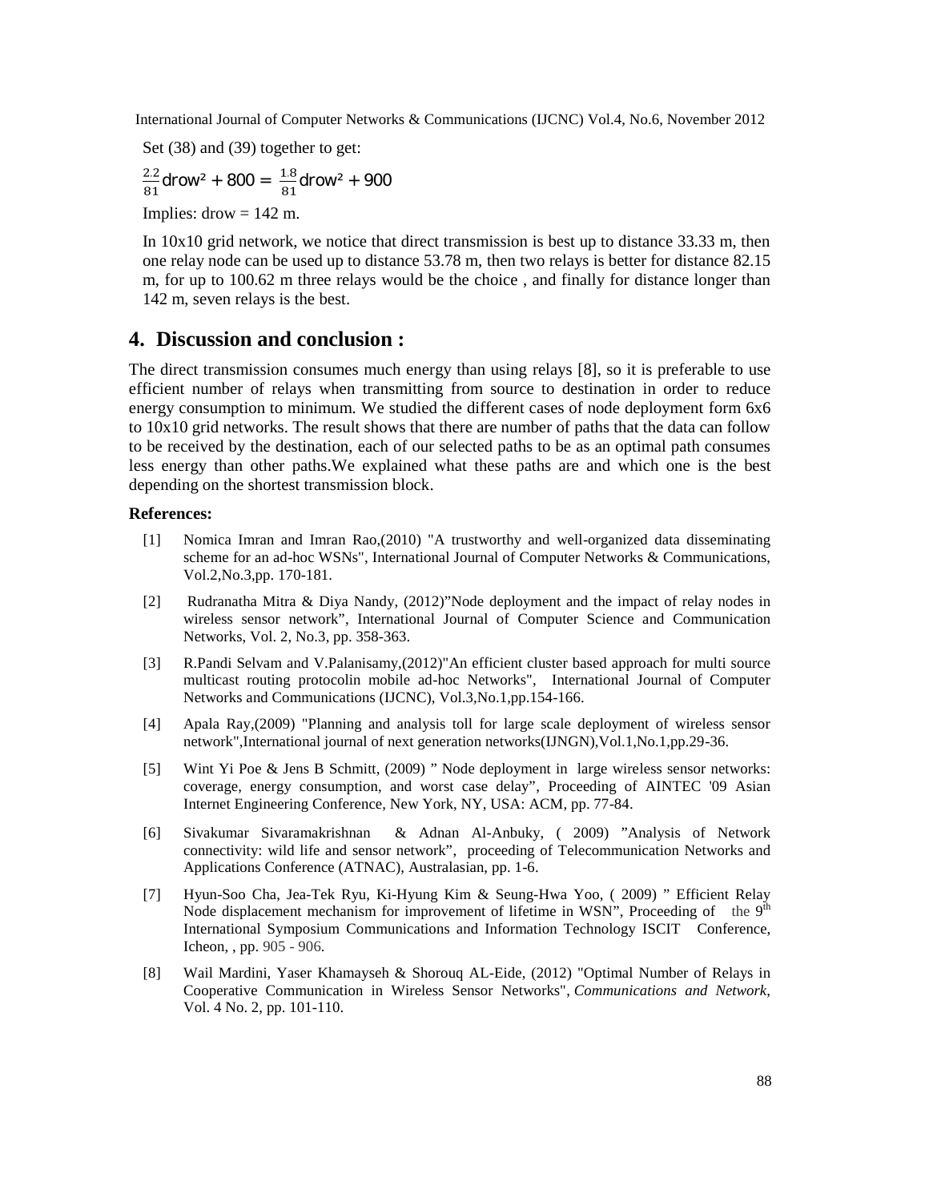Set (38) and (39) together to get:

$$\frac{2.2}{81}\text{drow}^2 + 800 = \frac{1.8}{81}\text{drow}^2 + 900$$

Implies: drow = 142 m.

In 10x10 grid network, we notice that direct transmission is best up to distance 33.33 m, then one relay node can be used up to distance 53.78 m, then two relays is better for distance 82.15 m, for up to 100.62 m three relays would be the choice , and finally for distance longer than 142 m, seven relays is the best.

## 4. Discussion and conclusion :

The direct transmission consumes much energy than using relays [8], so it is preferable to use efficient number of relays when transmitting from source to destination in order to reduce energy consumption to minimum. We studied the different cases of node deployment form 6x6 to 10x10 grid networks. The result shows that there are number of paths that the data can follow to be received by the destination, each of our selected paths to be as an optimal path consumes less energy than other paths.We explained what these paths are and which one is the best depending on the shortest transmission block.

**References:**

[1] Nomica Imran and Imran Rao,(2010) "A trustworthy and well-organized data disseminating scheme for an ad-hoc WSNs", International Journal of Computer Networks & Communications, Vol.2,No.3,pp. 170-181.

[2] Rudranatha Mitra & Diya Nandy, (2012)"Node deployment and the impact of relay nodes in wireless sensor network", International Journal of Computer Science and Communication Networks, Vol. 2, No.3, pp. 358-363.

[3] R.Pandi Selvam and V.Palanisamy,(2012)"An efficient cluster based approach for multi source multicast routing protocolin mobile ad-hoc Networks", International Journal of Computer Networks and Communications (IJCNC), Vol.3,No.1,pp.154-166.

[4] Apala Ray,(2009) "Planning and analysis toll for large scale deployment of wireless sensor network",International journal of next generation networks(IJNGN),Vol.1,No.1,pp.29-36.

[5] Wint Yi Poe & Jens B Schmitt, (2009) " Node deployment in large wireless sensor networks: coverage, energy consumption, and worst case delay", Proceeding of AINTEC '09 Asian Internet Engineering Conference, New York, NY, USA: ACM, pp. 77-84.

[6] Sivakumar Sivaramakrishnan & Adnan Al-Anbuky, ( 2009) "Analysis of Network connectivity: wild life and sensor network", proceeding of Telecommunication Networks and Applications Conference (ATNAC), Australasian, pp. 1-6.

[7] Hyun-Soo Cha, Jea-Tek Ryu, Ki-Hyung Kim & Seung-Hwa Yoo, ( 2009) " Efficient Relay Node displacement mechanism for improvement of lifetime in WSN", Proceeding of the 9th International Symposium Communications and Information Technology ISCIT Conference, Icheon, , pp. 905 - 906.

[8] Wail Mardini, Yaser Khamayseh & Shorouq AL-Eide, (2012) "Optimal Number of Relays in Cooperative Communication in Wireless Sensor Networks", *Communications and Network*, Vol. 4 No. 2, pp. 101-110.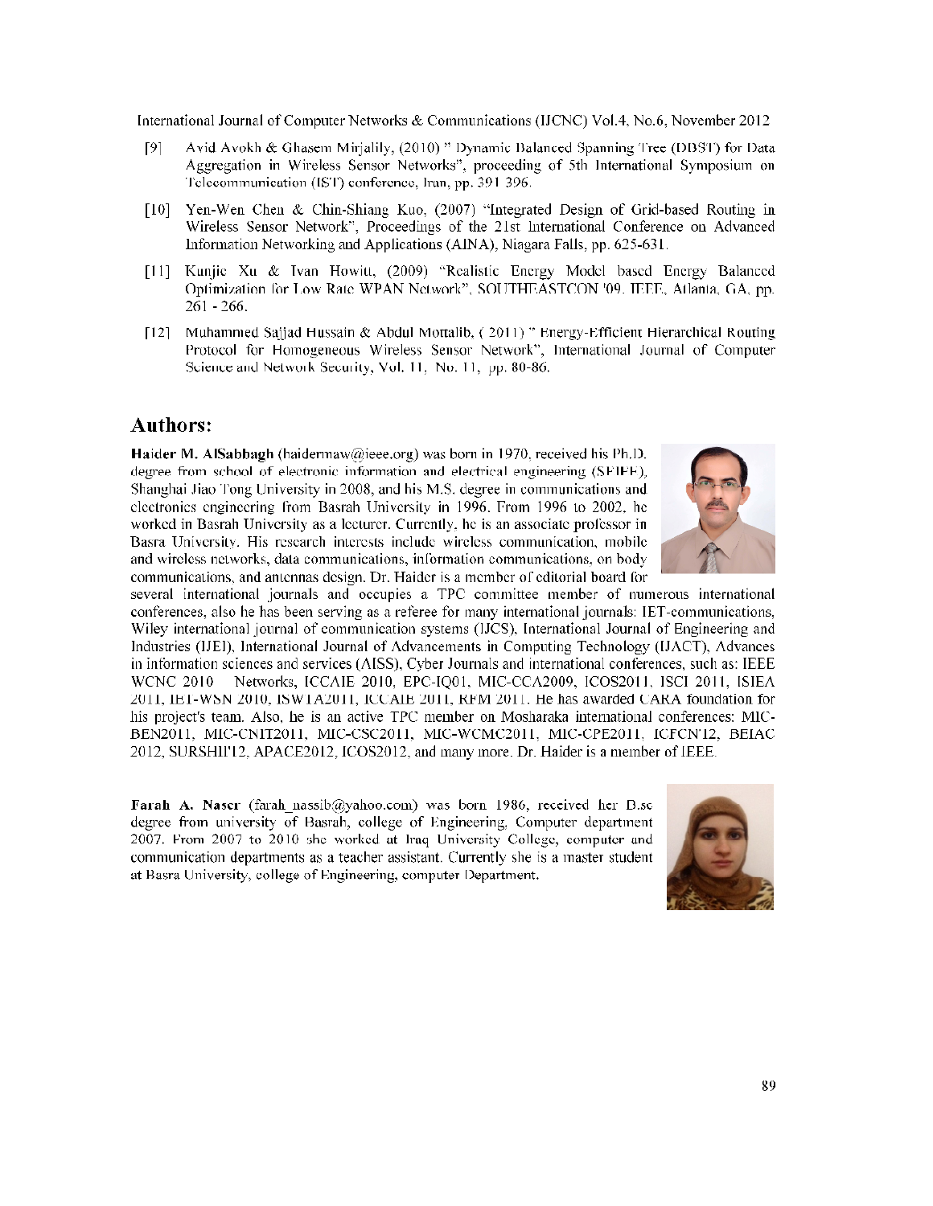[9] Avid Avokh & Ghasem Mirjalily, (2010) " Dynamic Balanced Spanning Tree (DBST) for Data Aggregation in Wireless Sensor Networks", proceeding of 5th International Symposium on Telecommunication (IST) conference, Iran, pp. 391-396.

[10] Yen-Wen Chen & Chin-Shiang Kuo, (2007) "Integrated Design of Grid-based Routing in Wireless Sensor Network", Proceedings of the 21st International Conference on Advanced Information Networking and Applications (AINA), Niagara Falls, pp. 625-631.

[11] Kunjie Xu & Ivan Howitt, (2009) "Realistic Energy Model based Energy Balanced Optimization for Low Rate WPAN Network", SOUTHEASTCON '09. IEEE, Atlanta, GA, pp. 261 - 266.

[12] Muhammed Sajjad Hussain & Abdul Mottalib, ( 2011) " Energy-Efficient Hierarchical Routing Protocol for Homogeneous Wireless Sensor Network", International Journal of Computer Science and Network Security, Vol. 11, No. 11, pp. 80-86.

## Authors:

**Haider M. AlSabbagh** (haidermaw@ieee.org) was born in 1970, received his Ph.D. degree from school of electronic information and electrical engineering (SEIEE), Shanghai Jiao Tong University in 2008, and his M.S. degree in communications and electronics engineering from Basrah University in 1996. From 1996 to 2002, he worked in Basrah University as a lecturer. Currently, he is an associate professor in Basra University. His research interests include wireless communication, mobile and wireless networks, data communications, information communications, on body communications, and antennas design. Dr. Haider is a member of editorial board for several international journals and occupies a TPC committee member of numerous international conferences, also he has been serving as a referee for many international journals: IET-communications, Wiley international journal of communication systems (IJCS), International Journal of Engineering and Industries (IJEI), International Journal of Advancements in Computing Technology (IJACT), Advances in information sciences and services (AISS), Cyber Journals and international conferences, such as: IEEE WCNC 2010 Networks, ICCAIE 2010, EPC-IQ01, MIC-CCA2009, ICOS2011, ISCI 2011, ISIEA 2011, IET-WSN 2010, ISWTA2011, ICCAIE 2011, RFM 2011. He has awarded CARA foundation for his project's team. Also, he is an active TPC member on Mosharaka international conferences: MIC-BEN2011, MIC-CNIT2011, MIC-CSC2011, MIC-WCMC2011, MIC-CPE2011, ICFCN'12, BEIAC 2012, SURSHII'12, APACE2012, ICOS2012, and many more. Dr. Haider is a member of IEEE.

**Farah A. Naser** (farah_nassib@yahoo.com) was born 1986, received her B.sc degree from university of Basrah, college of Engineering, Computer department 2007. From 2007 to 2010 she worked at Iraq University College, computer and communication departments as a teacher assistant. Currently she is a master student at Basra University, college of Engineering, computer Department.